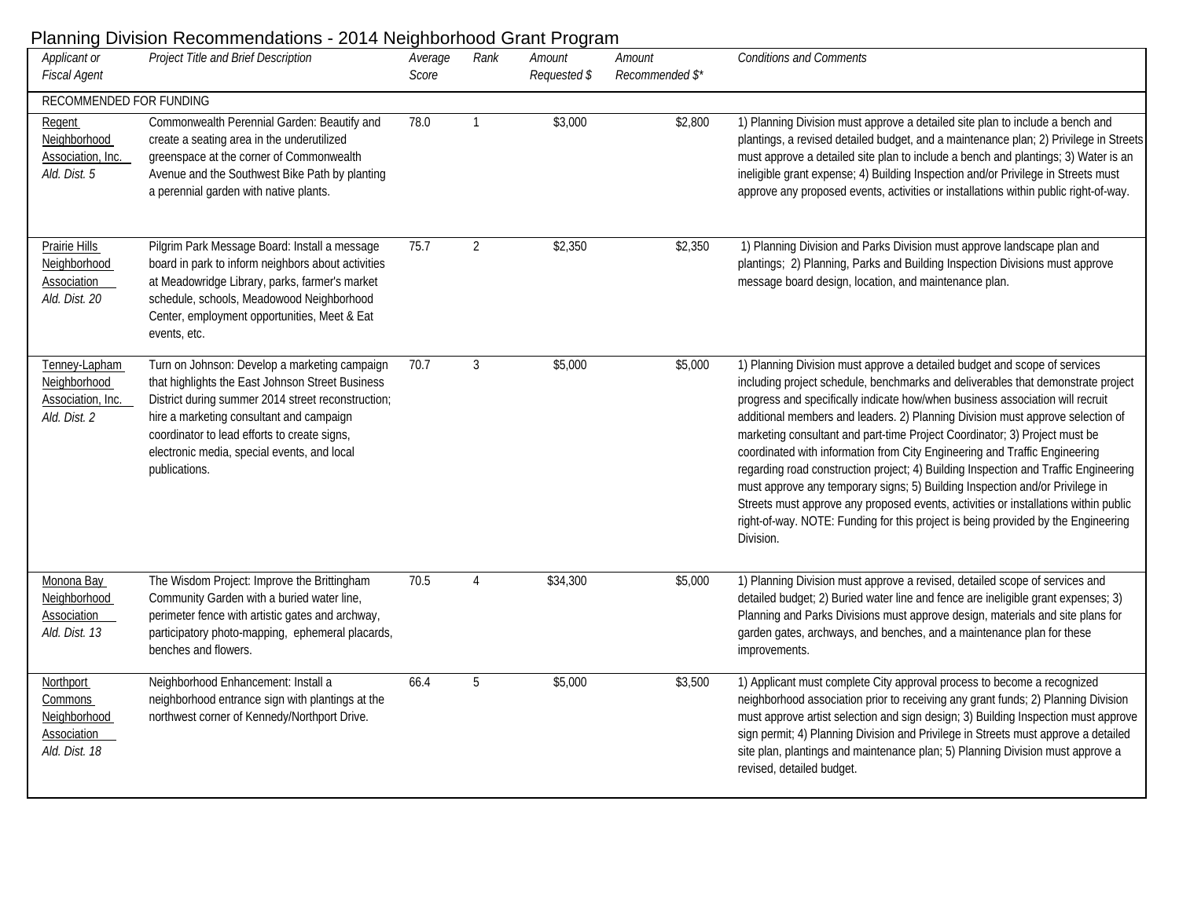# Planning Division Recommendations - 2014 Neighborhood Grant Program

| *Applicant or Fiscal Agent* | *Project Title and Brief Description* | *Average Score* | *Rank* | *Amount Requested $* | *Amount Recommended $** | *Conditions and Comments* |
|---|---|---|---|---|---|---|
| RECOMMENDED FOR FUNDING | | | | | | |
| Regent Neighborhood Association, Inc. *Ald. Dist. 5* | Commonwealth Perennial Garden: Beautify and create a seating area in the underutilized greenspace at the corner of Commonwealth Avenue and the Southwest Bike Path by planting a perennial garden with native plants. | 78.0 | 1 | $3,000 | $2,800 | 1) Planning Division must approve a detailed site plan to include a bench and plantings, a revised detailed budget, and a maintenance plan; 2) Privilege in Streets must approve a detailed site plan to include a bench and plantings; 3) Water is an ineligible grant expense; 4) Building Inspection and/or Privilege in Streets must approve any proposed events, activities or installations within public right-of-way. |
| Prairie Hills Neighborhood Association *Ald. Dist. 20* | Pilgrim Park Message Board: Install a message board in park to inform neighbors about activities at Meadowridge Library, parks, farmer's market schedule, schools, Meadowood Neighborhood Center, employment opportunities, Meet & Eat events, etc. | 75.7 | 2 | $2,350 | $2,350 | 1) Planning Division and Parks Division must approve landscape plan and plantings; 2) Planning, Parks and Building Inspection Divisions must approve message board design, location, and maintenance plan. |
| Tenney-Lapham Neighborhood Association, Inc. *Ald. Dist. 2* | Turn on Johnson: Develop a marketing campaign that highlights the East Johnson Street Business District during summer 2014 street reconstruction; hire a marketing consultant and campaign coordinator to lead efforts to create signs, electronic media, special events, and local publications. | 70.7 | 3 | $5,000 | $5,000 | 1) Planning Division must approve a detailed budget and scope of services including project schedule, benchmarks and deliverables that demonstrate project progress and specifically indicate how/when business association will recruit additional members and leaders. 2) Planning Division must approve selection of marketing consultant and part-time Project Coordinator; 3) Project must be coordinated with information from City Engineering and Traffic Engineering regarding road construction project; 4) Building Inspection and Traffic Engineering must approve any temporary signs; 5) Building Inspection and/or Privilege in Streets must approve any proposed events, activities or installations within public right-of-way. NOTE: Funding for this project is being provided by the Engineering Division. |
| Monona Bay Neighborhood Association *Ald. Dist. 13* | The Wisdom Project: Improve the Brittingham Community Garden with a buried water line, perimeter fence with artistic gates and archway, participatory photo-mapping, ephemeral placards, benches and flowers. | 70.5 | 4 | $34,300 | $5,000 | 1) Planning Division must approve a revised, detailed scope of services and detailed budget; 2) Buried water line and fence are ineligible grant expenses; 3) Planning and Parks Divisions must approve design, materials and site plans for garden gates, archways, and benches, and a maintenance plan for these improvements. |
| Northport Commons Neighborhood Association *Ald. Dist. 18* | Neighborhood Enhancement: Install a neighborhood entrance sign with plantings at the northwest corner of Kennedy/Northport Drive. | 66.4 | 5 | $5,000 | $3,500 | 1) Applicant must complete City approval process to become a recognized neighborhood association prior to receiving any grant funds; 2) Planning Division must approve artist selection and sign design; 3) Building Inspection must approve sign permit; 4) Planning Division and Privilege in Streets must approve a detailed site plan, plantings and maintenance plan; 5) Planning Division must approve a revised, detailed budget. |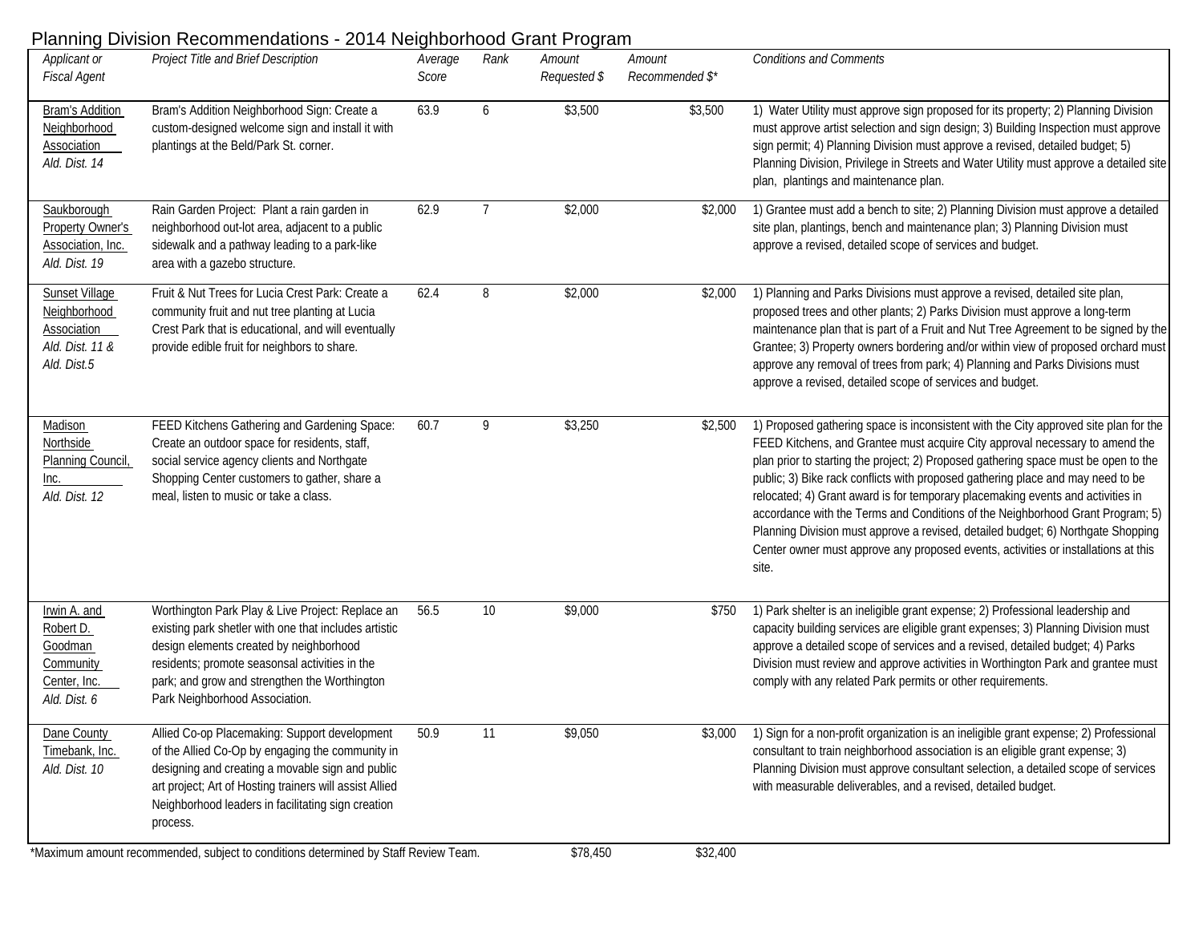# Planning Division Recommendations - 2014 Neighborhood Grant Program

| *Applicant or Fiscal Agent* | *Project Title and Brief Description* | *Average Score* | *Rank* | *Amount Requested $* | *Amount Recommended $** | *Conditions and Comments* |
|---|---|---|---|---|---|---|
| Bram's Addition Neighborhood Association *Ald. Dist. 14* | Bram's Addition Neighborhood Sign: Create a custom-designed welcome sign and install it with plantings at the Beld/Park St. corner. | 63.9 | 6 | $3,500 | $3,500 | 1) Water Utility must approve sign proposed for its property; 2) Planning Division must approve artist selection and sign design; 3) Building Inspection must approve sign permit; 4) Planning Division must approve a revised, detailed budget; 5) Planning Division, Privilege in Streets and Water Utility must approve a detailed site plan, plantings and maintenance plan. |
| Saukborough Property Owner's Association, Inc. *Ald. Dist. 19* | Rain Garden Project: Plant a rain garden in neighborhood out-lot area, adjacent to a public sidewalk and a pathway leading to a park-like area with a gazebo structure. | 62.9 | 7 | $2,000 | $2,000 | 1) Grantee must add a bench to site; 2) Planning Division must approve a detailed site plan, plantings, bench and maintenance plan; 3) Planning Division must approve a revised, detailed scope of services and budget. |
| Sunset Village Neighborhood Association *Ald. Dist. 11 & Ald. Dist.5* | Fruit & Nut Trees for Lucia Crest Park: Create a community fruit and nut tree planting at Lucia Crest Park that is educational, and will eventually provide edible fruit for neighbors to share. | 62.4 | 8 | $2,000 | $2,000 | 1) Planning and Parks Divisions must approve a revised, detailed site plan, proposed trees and other plants; 2) Parks Division must approve a long-term maintenance plan that is part of a Fruit and Nut Tree Agreement to be signed by the Grantee; 3) Property owners bordering and/or within view of proposed orchard must approve any removal of trees from park; 4) Planning and Parks Divisions must approve a revised, detailed scope of services and budget. |
| Madison Northside Planning Council, Inc. *Ald. Dist. 12* | FEED Kitchens Gathering and Gardening Space: Create an outdoor space for residents, staff, social service agency clients and Northgate Shopping Center customers to gather, share a meal, listen to music or take a class. | 60.7 | 9 | $3,250 | $2,500 | 1) Proposed gathering space is inconsistent with the City approved site plan for the FEED Kitchens, and Grantee must acquire City approval necessary to amend the plan prior to starting the project; 2) Proposed gathering space must be open to the public; 3) Bike rack conflicts with proposed gathering place and may need to be relocated; 4) Grant award is for temporary placemaking events and activities in accordance with the Terms and Conditions of the Neighborhood Grant Program; 5) Planning Division must approve a revised, detailed budget; 6) Northgate Shopping Center owner must approve any proposed events, activities or installations at this site. |
| Irwin A. and Robert D. Goodman Community Center, Inc. *Ald. Dist. 6* | Worthington Park Play & Live Project: Replace an existing park shetler with one that includes artistic design elements created by neighborhood residents; promote seasonsal activities in the park; and grow and strengthen the Worthington Park Neighborhood Association. | 56.5 | 10 | $9,000 | $750 | 1) Park shelter is an ineligible grant expense; 2) Professional leadership and capacity building services are eligible grant expenses; 3) Planning Division must approve a detailed scope of services and a revised, detailed budget; 4) Parks Division must review and approve activities in Worthington Park and grantee must comply with any related Park permits or other requirements. |
| Dane County Timebank, Inc. *Ald. Dist. 10* | Allied Co-op Placemaking: Support development of the Allied Co-Op by engaging the community in designing and creating a movable sign and public art project; Art of Hosting trainers will assist Allied Neighborhood leaders in facilitating sign creation process. | 50.9 | 11 | $9,050 | $3,000 | 1) Sign for a non-profit organization is an ineligible grant expense; 2) Professional consultant to train neighborhood association is an eligible grant expense; 3) Planning Division must approve consultant selection, a detailed scope of services with measurable deliverables, and a revised, detailed budget. |
| | | | | $78,450 | $32,400 | |

*Maximum amount recommended, subject to conditions determined by Staff Review Team.